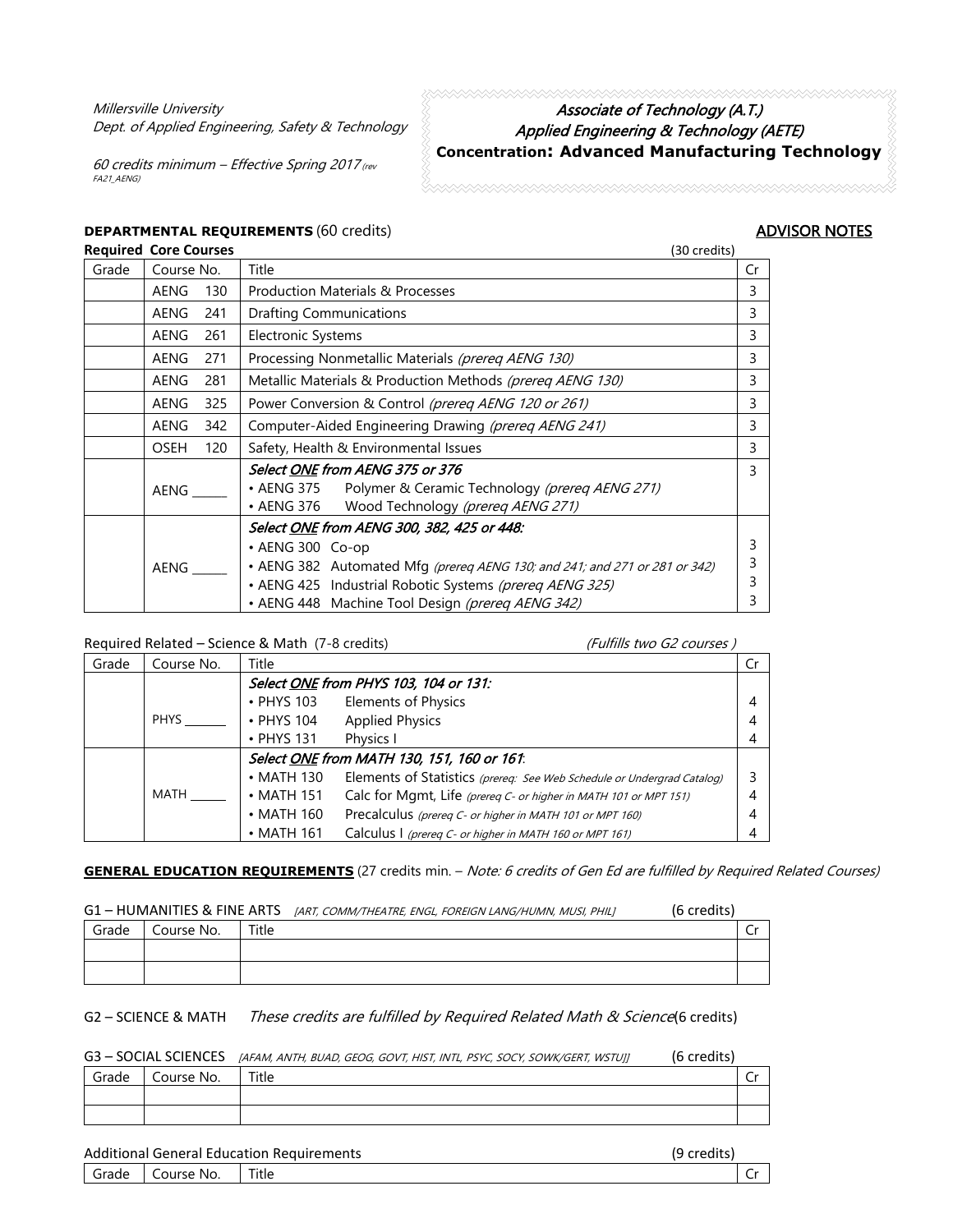*Millersville University*
*Dept. of Applied Engineering, Safety & Technology*

*60 credits minimum – Effective Spring 2017 (rev FA21_AENG)*

# *Associate of Technology (A.T.)*
## *Applied Engineering & Technology (AETE)*
## **Concentration: Advanced Manufacturing Technology**

**DEPARTMENTAL REQUIREMENTS** (60 credits)

**ADVISOR NOTES**

**Required Core Courses** (30 credits)

| Grade | Course No. | Title | Cr |
|---|---|---|---|
| | AENG 130 | Production Materials & Processes | 3 |
| | AENG 241 | Drafting Communications | 3 |
| | AENG 261 | Electronic Systems | 3 |
| | AENG 271 | Processing Nonmetallic Materials *(prereq AENG 130)* | 3 |
| | AENG 281 | Metallic Materials & Production Methods *(prereq AENG 130)* | 3 |
| | AENG 325 | Power Conversion & Control *(prereq AENG 120 or 261)* | 3 |
| | AENG 342 | Computer-Aided Engineering Drawing *(prereq AENG 241)* | 3 |
| | OSEH 120 | Safety, Health & Environmental Issues | 3 |
| | AENG _____ | *Select ONE from AENG 375 or 376*<br>• AENG 375 Polymer & Ceramic Technology *(prereq AENG 271)*<br>• AENG 376 Wood Technology *(prereq AENG 271)* | 3 |
| | AENG _____ | *Select ONE from AENG 300, 382, 425 or 448:*<br>• AENG 300 Co-op<br>• AENG 382 Automated Mfg *(prereq AENG 130; and 241; and 271 or 281 or 342)*<br>• AENG 425 Industrial Robotic Systems *(prereq AENG 325)*<br>• AENG 448 Machine Tool Design *(prereq AENG 342)* | 3<br>3<br>3<br>3 |

Required Related – Science & Math (7-8 credits) *(Fulfills two G2 courses )*

| Grade | Course No. | Title | Cr |
|---|---|---|---|
| | PHYS ______ | *Select ONE from PHYS 103, 104 or 131:*<br>• PHYS 103 Elements of Physics<br>• PHYS 104 Applied Physics<br>• PHYS 131 Physics I | 4<br>4<br>4 |
| | MATH _____ | *Select ONE from MATH 130, 151, 160 or 161*:<br>• MATH 130 Elements of Statistics *(prereq: See Web Schedule or Undergrad Catalog)*<br>• MATH 151 Calc for Mgmt, Life *(prereq C- or higher in MATH 101 or MPT 151)*<br>• MATH 160 Precalculus *(prereq C- or higher in MATH 101 or MPT 160)*<br>• MATH 161 Calculus I *(prereq C- or higher in MATH 160 or MPT 161)* | 3<br>4<br>4<br>4 |

**GENERAL EDUCATION REQUIREMENTS** (27 credits min. – *Note: 6 credits of Gen Ed are fulfilled by Required Related Courses)*

G1 – HUMANITIES & FINE ARTS *[ART, COMM/THEATRE, ENGL, FOREIGN LANG/HUMN, MUSI, PHIL]* (6 credits)

| Grade | Course No. | Title | Cr |
|---|---|---|---|
| | | | |
| | | | |

G2 – SCIENCE & MATH *These credits are fulfilled by Required Related Math & Science* (6 credits)

G3 – SOCIAL SCIENCES *[AFAM, ANTH, BUAD, GEOG, GOVT, HIST, INTL, PSYC, SOCY, SOWK/GERT, WSTU]]* (6 credits)

| Grade | Course No. | Title | Cr |
|---|---|---|---|
| | | | |
| | | | |

Additional General Education Requirements (9 credits)

| Grade | Course No. | Title | Cr |
|---|---|---|---|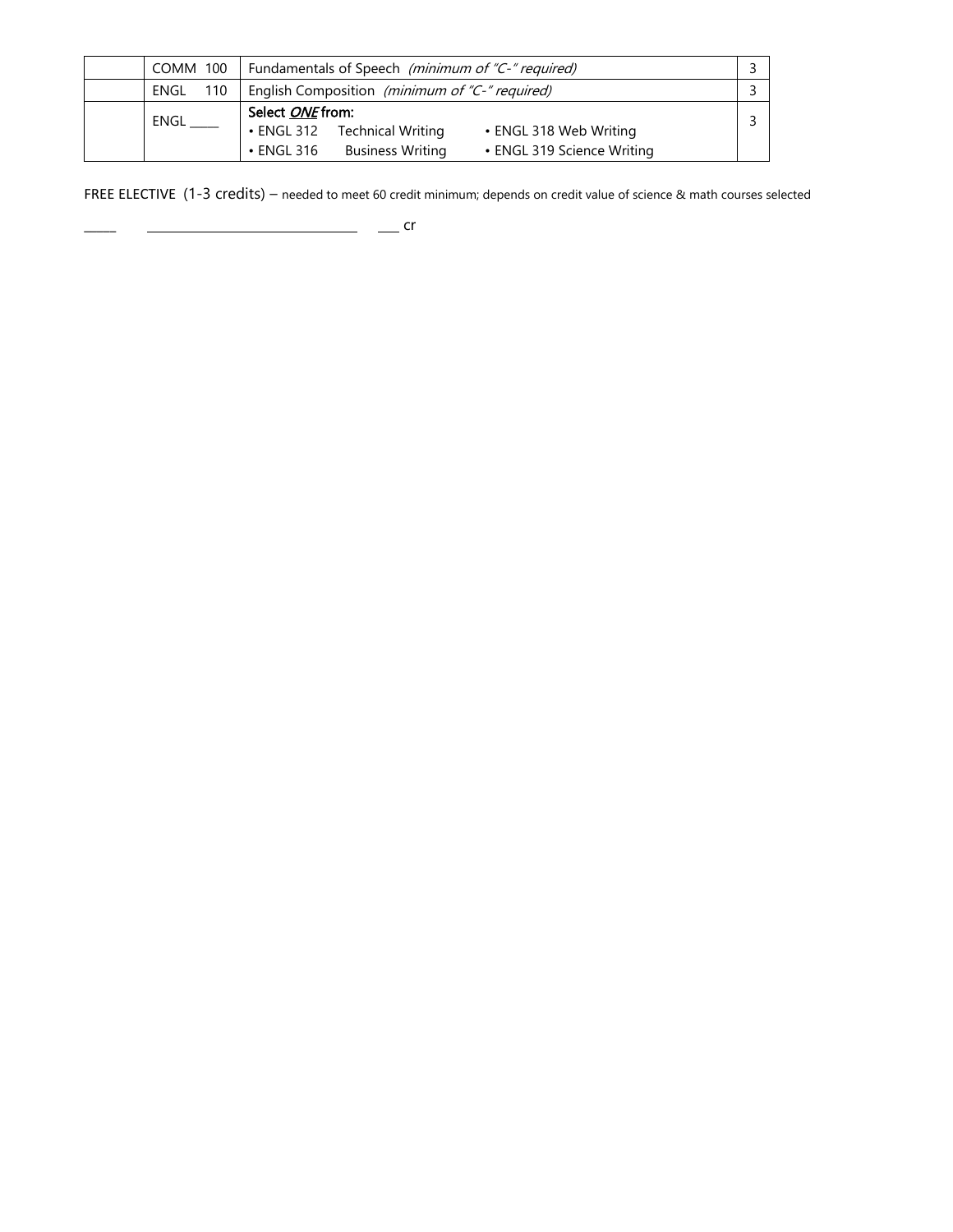| | | | |
|---|---|---|---|
| | COMM 100 | Fundamentals of Speech *(minimum of "C-" required)* | 3 |
| | ENGL 110 | English Composition *(minimum of "C-" required)* | 3 |
| | ENGL ____ | Select ***ONE*** from:<br>• ENGL 312 Technical Writing • ENGL 318 Web Writing<br>• ENGL 316 Business Writing • ENGL 319 Science Writing | 3 |

FREE ELECTIVE (1-3 credits) – needed to meet 60 credit minimum; depends on credit value of science & math courses selected

_____ ________________________________ ___ cr